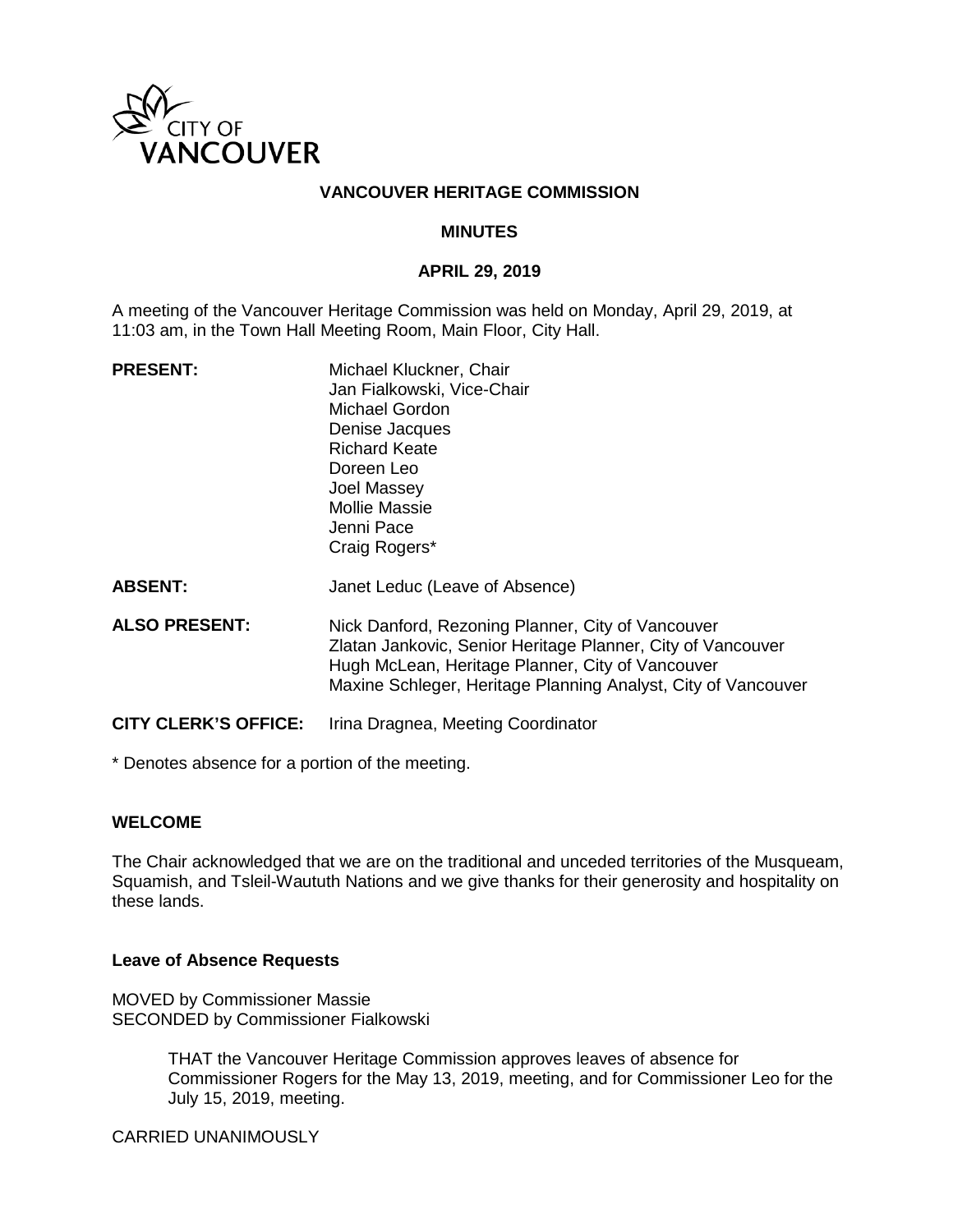CITY OF VANCOUVER

# VANCOUVER HERITAGE COMMISSION

## MINUTES

## APRIL 29, 2019

A meeting of the Vancouver Heritage Commission was held on Monday, April 29, 2019, at 11:03 am, in the Town Hall Meeting Room, Main Floor, City Hall.

| | |
|---|---|
| **PRESENT:** | Michael Kluckner, Chair<br>Jan Fialkowski, Vice-Chair<br>Michael Gordon<br>Denise Jacques<br>Richard Keate<br>Doreen Leo<br>Joel Massey<br>Mollie Massie<br>Jenni Pace<br>Craig Rogers* |
| **ABSENT:** | Janet Leduc (Leave of Absence) |
| **ALSO PRESENT:** | Nick Danford, Rezoning Planner, City of Vancouver<br>Zlatan Jankovic, Senior Heritage Planner, City of Vancouver<br>Hugh McLean, Heritage Planner, City of Vancouver<br>Maxine Schleger, Heritage Planning Analyst, City of Vancouver |
| **CITY CLERK'S OFFICE:** | Irina Dragnea, Meeting Coordinator |

* Denotes absence for a portion of the meeting.

### WELCOME

The Chair acknowledged that we are on the traditional and unceded territories of the Musqueam, Squamish, and Tsleil-Waututh Nations and we give thanks for their generosity and hospitality on these lands.

### Leave of Absence Requests

MOVED by Commissioner Massie
SECONDED by Commissioner Fialkowski

> THAT the Vancouver Heritage Commission approves leaves of absence for Commissioner Rogers for the May 13, 2019, meeting, and for Commissioner Leo for the July 15, 2019, meeting.

CARRIED UNANIMOUSLY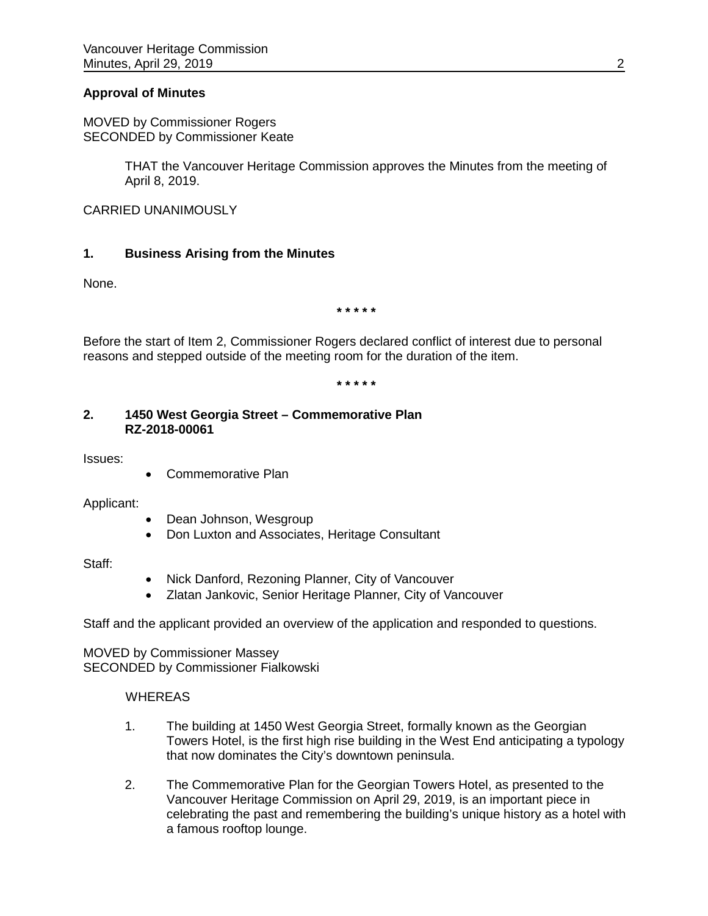**Approval of Minutes**

MOVED by Commissioner Rogers
SECONDED by Commissioner Keate

> THAT the Vancouver Heritage Commission approves the Minutes from the meeting of April 8, 2019.

CARRIED UNANIMOUSLY

## 1. Business Arising from the Minutes

None.

\* \* \* \* \*

Before the start of Item 2, Commissioner Rogers declared conflict of interest due to personal reasons and stepped outside of the meeting room for the duration of the item.

\* \* \* \* \*

## 2. 1450 West Georgia Street – Commemorative Plan RZ-2018-00061

Issues:

- Commemorative Plan

Applicant:

- Dean Johnson, Wesgroup
- Don Luxton and Associates, Heritage Consultant

Staff:

- Nick Danford, Rezoning Planner, City of Vancouver
- Zlatan Jankovic, Senior Heritage Planner, City of Vancouver

Staff and the applicant provided an overview of the application and responded to questions.

MOVED by Commissioner Massey
SECONDED by Commissioner Fialkowski

> WHEREAS
>
> 1. The building at 1450 West Georgia Street, formally known as the Georgian Towers Hotel, is the first high rise building in the West End anticipating a typology that now dominates the City's downtown peninsula.
>
> 2. The Commemorative Plan for the Georgian Towers Hotel, as presented to the Vancouver Heritage Commission on April 29, 2019, is an important piece in celebrating the past and remembering the building's unique history as a hotel with a famous rooftop lounge.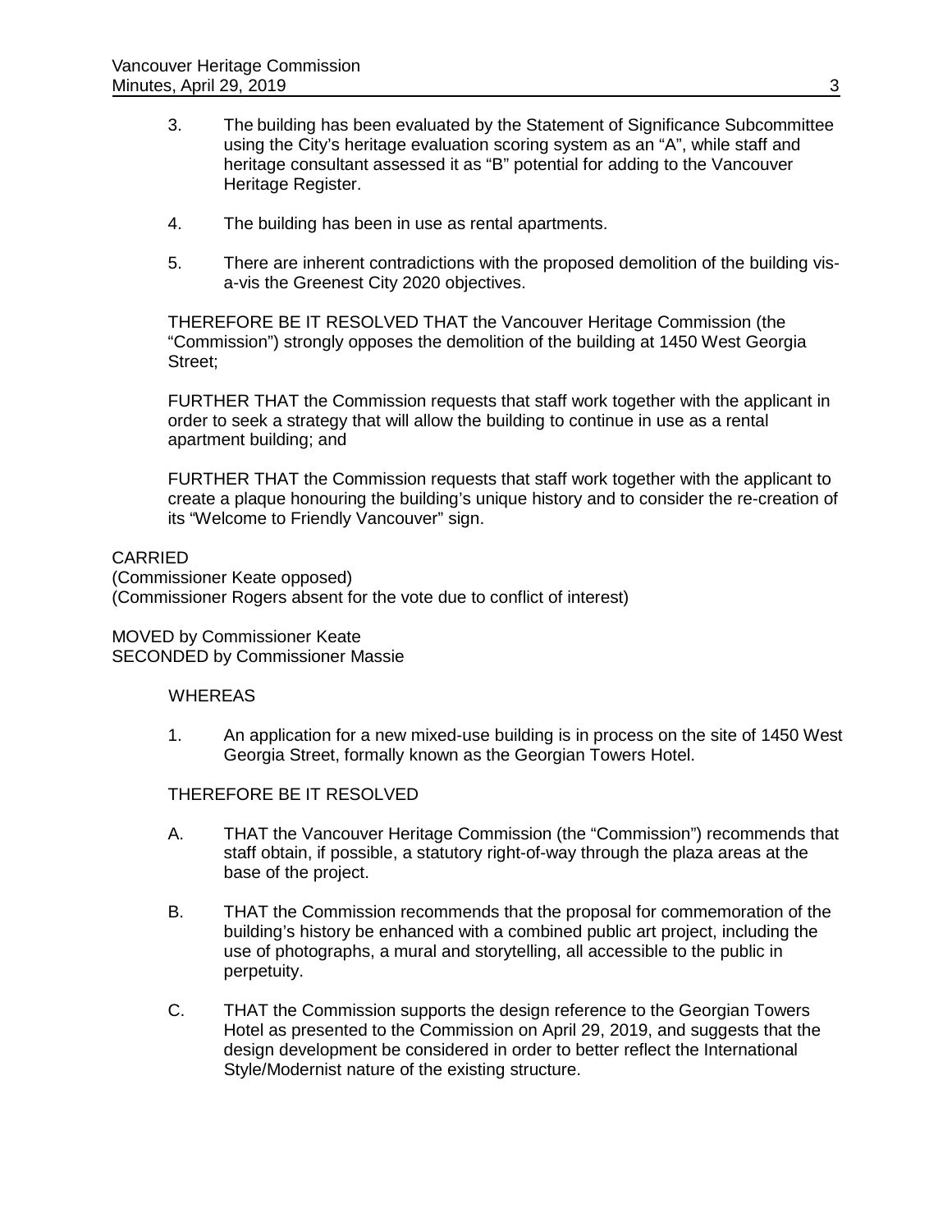3. The building has been evaluated by the Statement of Significance Subcommittee using the City's heritage evaluation scoring system as an "A", while staff and heritage consultant assessed it as "B" potential for adding to the Vancouver Heritage Register.

4. The building has been in use as rental apartments.

5. There are inherent contradictions with the proposed demolition of the building vis-a-vis the Greenest City 2020 objectives.

THEREFORE BE IT RESOLVED THAT the Vancouver Heritage Commission (the "Commission") strongly opposes the demolition of the building at 1450 West Georgia Street;

FURTHER THAT the Commission requests that staff work together with the applicant in order to seek a strategy that will allow the building to continue in use as a rental apartment building; and

FURTHER THAT the Commission requests that staff work together with the applicant to create a plaque honouring the building's unique history and to consider the re-creation of its "Welcome to Friendly Vancouver" sign.

CARRIED
(Commissioner Keate opposed)
(Commissioner Rogers absent for the vote due to conflict of interest)

MOVED by Commissioner Keate
SECONDED by Commissioner Massie

WHEREAS

1. An application for a new mixed-use building is in process on the site of 1450 West Georgia Street, formally known as the Georgian Towers Hotel.

THEREFORE BE IT RESOLVED

A. THAT the Vancouver Heritage Commission (the "Commission") recommends that staff obtain, if possible, a statutory right-of-way through the plaza areas at the base of the project.

B. THAT the Commission recommends that the proposal for commemoration of the building's history be enhanced with a combined public art project, including the use of photographs, a mural and storytelling, all accessible to the public in perpetuity.

C. THAT the Commission supports the design reference to the Georgian Towers Hotel as presented to the Commission on April 29, 2019, and suggests that the design development be considered in order to better reflect the International Style/Modernist nature of the existing structure.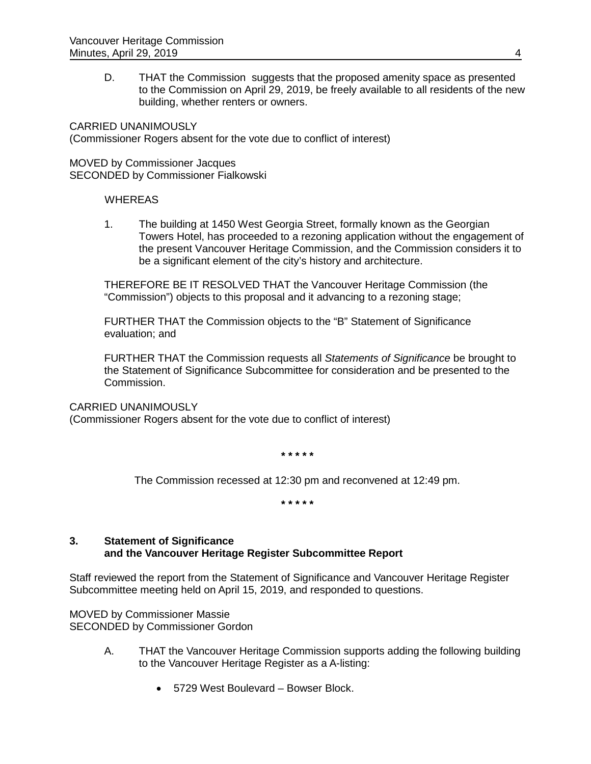D. THAT the Commission suggests that the proposed amenity space as presented to the Commission on April 29, 2019, be freely available to all residents of the new building, whether renters or owners.

CARRIED UNANIMOUSLY
(Commissioner Rogers absent for the vote due to conflict of interest)

MOVED by Commissioner Jacques
SECONDED by Commissioner Fialkowski

WHEREAS

1. The building at 1450 West Georgia Street, formally known as the Georgian Towers Hotel, has proceeded to a rezoning application without the engagement of the present Vancouver Heritage Commission, and the Commission considers it to be a significant element of the city's history and architecture.

THEREFORE BE IT RESOLVED THAT the Vancouver Heritage Commission (the "Commission") objects to this proposal and it advancing to a rezoning stage;

FURTHER THAT the Commission objects to the "B" Statement of Significance evaluation; and

FURTHER THAT the Commission requests all *Statements of Significance* be brought to the Statement of Significance Subcommittee for consideration and be presented to the Commission.

CARRIED UNANIMOUSLY
(Commissioner Rogers absent for the vote due to conflict of interest)

\* \* \* \* \*

The Commission recessed at 12:30 pm and reconvened at 12:49 pm.

\* \* \* \* \*

## 3. Statement of Significance and the Vancouver Heritage Register Subcommittee Report

Staff reviewed the report from the Statement of Significance and Vancouver Heritage Register Subcommittee meeting held on April 15, 2019, and responded to questions.

MOVED by Commissioner Massie
SECONDED by Commissioner Gordon

A. THAT the Vancouver Heritage Commission supports adding the following building to the Vancouver Heritage Register as a A-listing:

- 5729 West Boulevard – Bowser Block.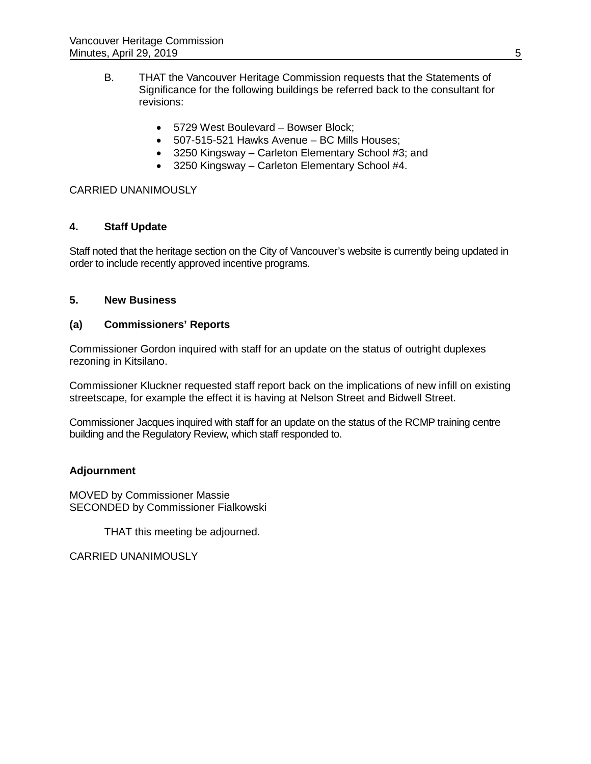B. THAT the Vancouver Heritage Commission requests that the Statements of Significance for the following buildings be referred back to the consultant for revisions:

- 5729 West Boulevard – Bowser Block;
- 507-515-521 Hawks Avenue – BC Mills Houses;
- 3250 Kingsway – Carleton Elementary School #3; and
- 3250 Kingsway – Carleton Elementary School #4.

CARRIED UNANIMOUSLY

## 4. Staff Update

Staff noted that the heritage section on the City of Vancouver's website is currently being updated in order to include recently approved incentive programs.

## 5. New Business

### (a) Commissioners' Reports

Commissioner Gordon inquired with staff for an update on the status of outright duplexes rezoning in Kitsilano.

Commissioner Kluckner requested staff report back on the implications of new infill on existing streetscape, for example the effect it is having at Nelson Street and Bidwell Street.

Commissioner Jacques inquired with staff for an update on the status of the RCMP training centre building and the Regulatory Review, which staff responded to.

## Adjournment

MOVED by Commissioner Massie
SECONDED by Commissioner Fialkowski

THAT this meeting be adjourned.

CARRIED UNANIMOUSLY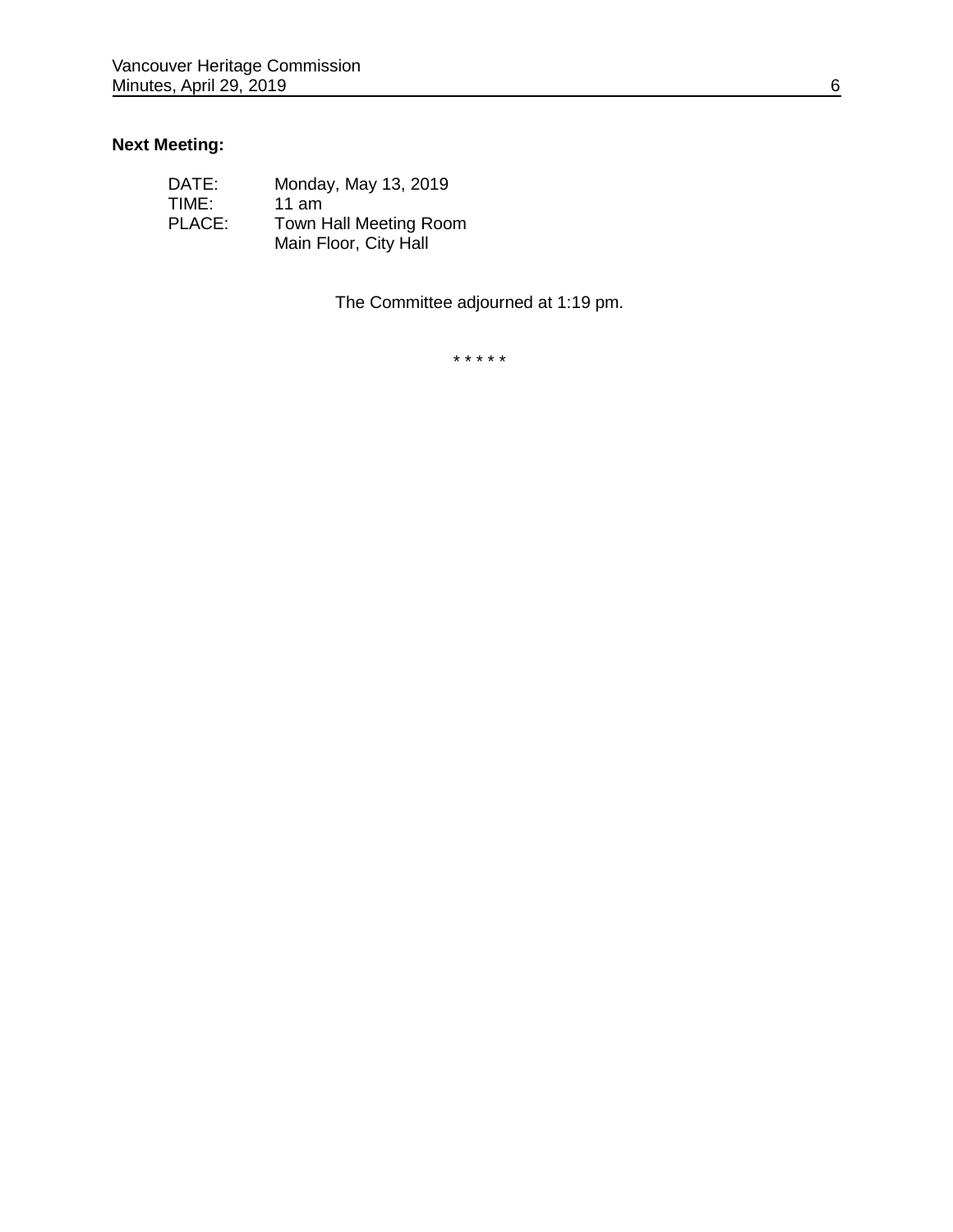**Next Meeting:**

| | |
|---|---|
| DATE: | Monday, May 13, 2019 |
| TIME: | 11 am |
| PLACE: | Town Hall Meeting Room<br>Main Floor, City Hall |

The Committee adjourned at 1:19 pm.

\* \* \* \* \*